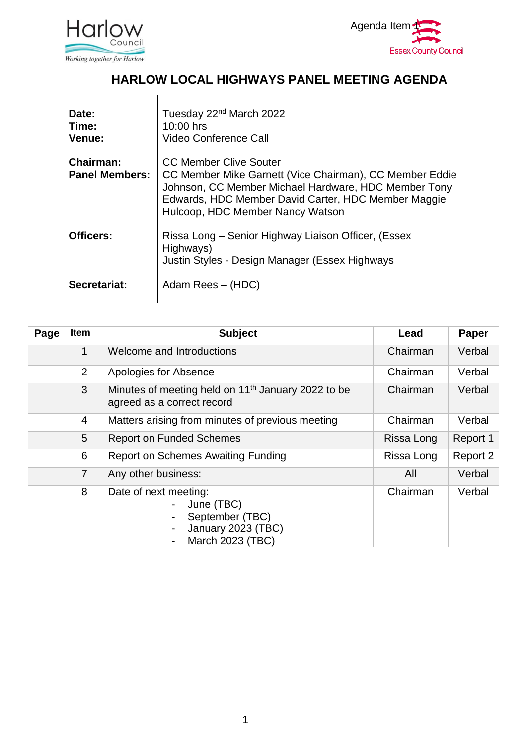Harlow Council
*Working together for Harlow*

Agenda Item 1

Essex County Council

# HARLOW LOCAL HIGHWAYS PANEL MEETING AGENDA

| | |
|---|---|
| **Date:**<br>**Time:**<br>**Venue:** | Tuesday 22nd March 2022<br>10:00 hrs<br>Video Conference Call |
| **Chairman:**<br>**Panel Members:** | CC Member Clive Souter<br>CC Member Mike Garnett (Vice Chairman), CC Member Eddie Johnson, CC Member Michael Hardware, HDC Member Tony Edwards, HDC Member David Carter, HDC Member Maggie Hulcoop, HDC Member Nancy Watson |
| **Officers:** | Rissa Long – Senior Highway Liaison Officer, (Essex Highways)<br>Justin Styles - Design Manager (Essex Highways |
| **Secretariat:** | Adam Rees – (HDC) |

| Page | Item | Subject | Lead | Paper |
|---|---|---|---|---|
| | 1 | Welcome and Introductions | Chairman | Verbal |
| | 2 | Apologies for Absence | Chairman | Verbal |
| | 3 | Minutes of meeting held on 11th January 2022 to be agreed as a correct record | Chairman | Verbal |
| | 4 | Matters arising from minutes of previous meeting | Chairman | Verbal |
| | 5 | Report on Funded Schemes | Rissa Long | Report 1 |
| | 6 | Report on Schemes Awaiting Funding | Rissa Long | Report 2 |
| | 7 | Any other business: | All | Verbal |
| | 8 | Date of next meeting:<br>- June (TBC)<br>- September (TBC)<br>- January 2023 (TBC)<br>- March 2023 (TBC) | Chairman | Verbal |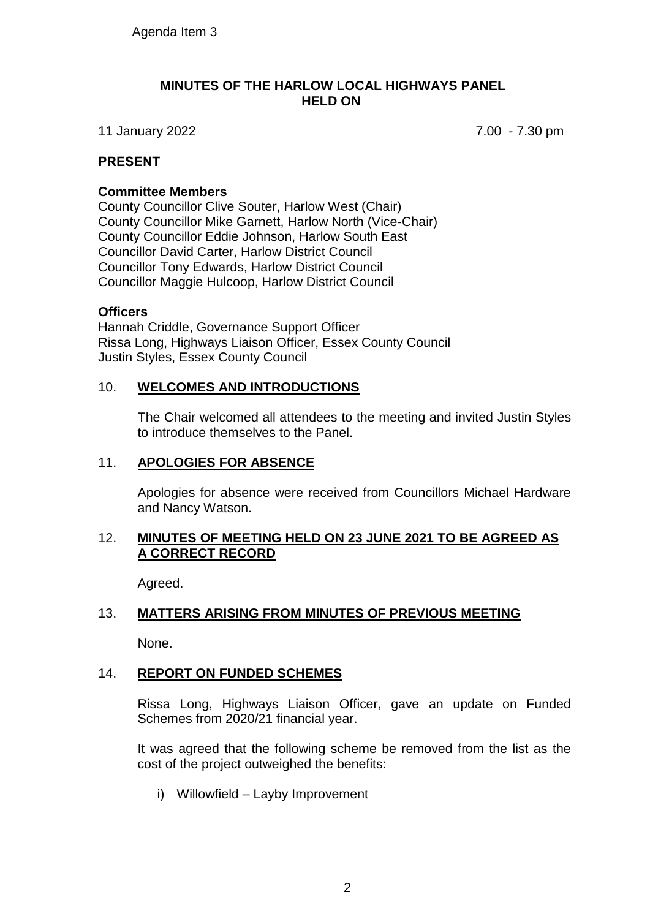Agenda Item 3

# MINUTES OF THE HARLOW LOCAL HIGHWAYS PANEL HELD ON

11 January 2022 7.00 - 7.30 pm

## PRESENT

### Committee Members

County Councillor Clive Souter, Harlow West (Chair)
County Councillor Mike Garnett, Harlow North (Vice-Chair)
County Councillor Eddie Johnson, Harlow South East
Councillor David Carter, Harlow District Council
Councillor Tony Edwards, Harlow District Council
Councillor Maggie Hulcoop, Harlow District Council

### Officers

Hannah Criddle, Governance Support Officer
Rissa Long, Highways Liaison Officer, Essex County Council
Justin Styles, Essex County Council

## 10. WELCOMES AND INTRODUCTIONS

The Chair welcomed all attendees to the meeting and invited Justin Styles to introduce themselves to the Panel.

## 11. APOLOGIES FOR ABSENCE

Apologies for absence were received from Councillors Michael Hardware and Nancy Watson.

## 12. MINUTES OF MEETING HELD ON 23 JUNE 2021 TO BE AGREED AS A CORRECT RECORD

Agreed.

## 13. MATTERS ARISING FROM MINUTES OF PREVIOUS MEETING

None.

## 14. REPORT ON FUNDED SCHEMES

Rissa Long, Highways Liaison Officer, gave an update on Funded Schemes from 2020/21 financial year.

It was agreed that the following scheme be removed from the list as the cost of the project outweighed the benefits:

i) Willowfield – Layby Improvement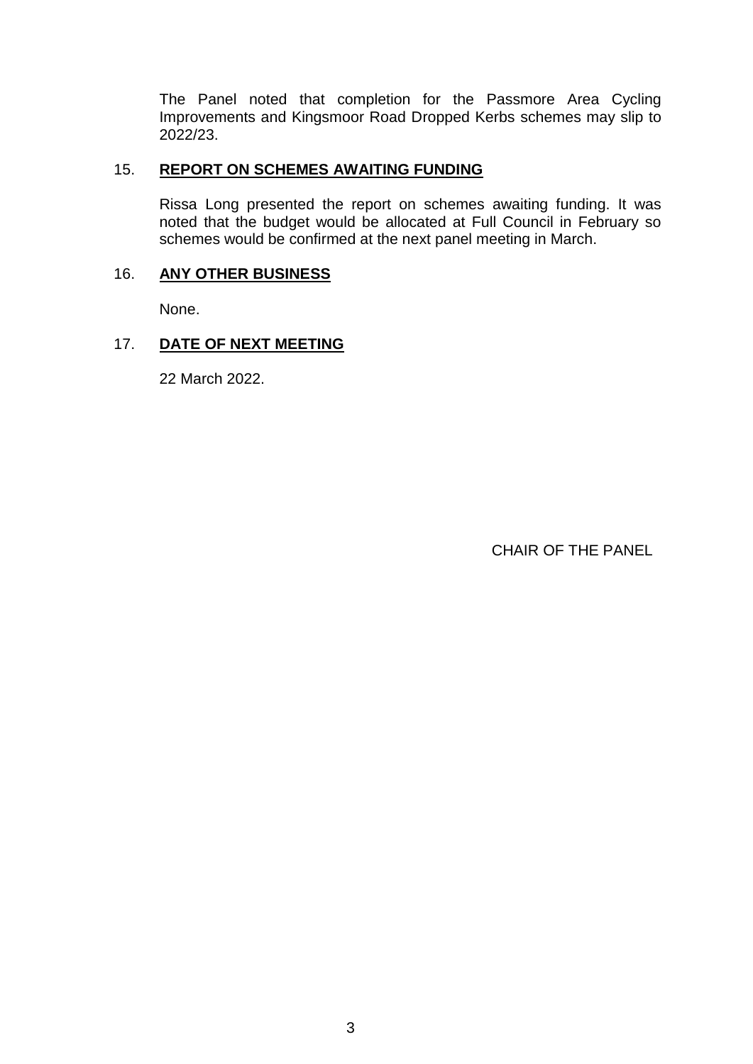The Panel noted that completion for the Passmore Area Cycling Improvements and Kingsmoor Road Dropped Kerbs schemes may slip to 2022/23.

## 15. **REPORT ON SCHEMES AWAITING FUNDING**

Rissa Long presented the report on schemes awaiting funding. It was noted that the budget would be allocated at Full Council in February so schemes would be confirmed at the next panel meeting in March.

## 16. **ANY OTHER BUSINESS**

None.

## 17. **DATE OF NEXT MEETING**

22 March 2022.

CHAIR OF THE PANEL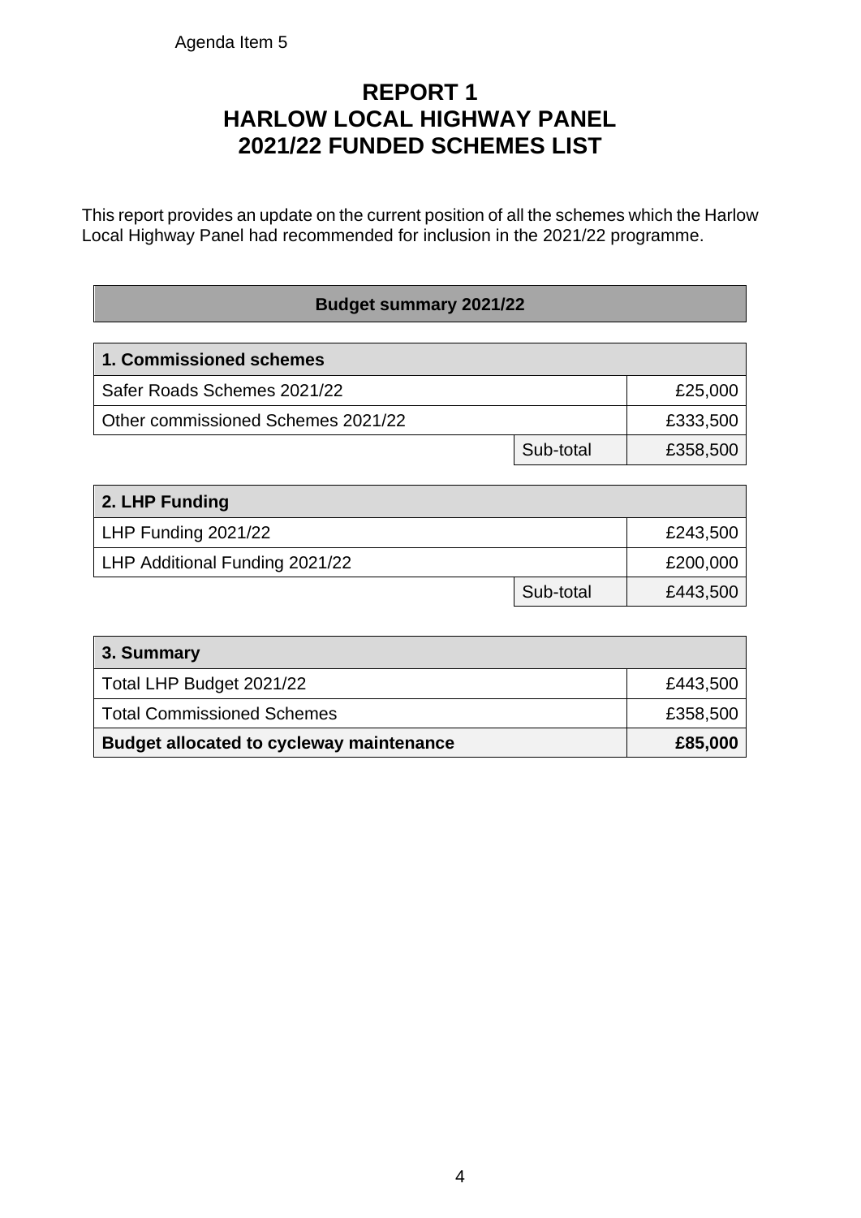Agenda Item 5

# REPORT 1
# HARLOW LOCAL HIGHWAY PANEL
# 2021/22 FUNDED SCHEMES LIST

This report provides an update on the current position of all the schemes which the Harlow Local Highway Panel had recommended for inclusion in the 2021/22 programme.

**Budget summary 2021/22**

| **1. Commissioned schemes** | | |
|---|---|---|
| Safer Roads Schemes 2021/22 | | £25,000 |
| Other commissioned Schemes 2021/22 | | £333,500 |
| | Sub-total | £358,500 |

| **2. LHP Funding** | | |
|---|---|---|
| LHP Funding 2021/22 | | £243,500 |
| LHP Additional Funding 2021/22 | | £200,000 |
| | Sub-total | £443,500 |

| **3. Summary** | |
|---|---|
| Total LHP Budget 2021/22 | £443,500 |
| Total Commissioned Schemes | £358,500 |
| **Budget allocated to cycleway maintenance** | **£85,000** |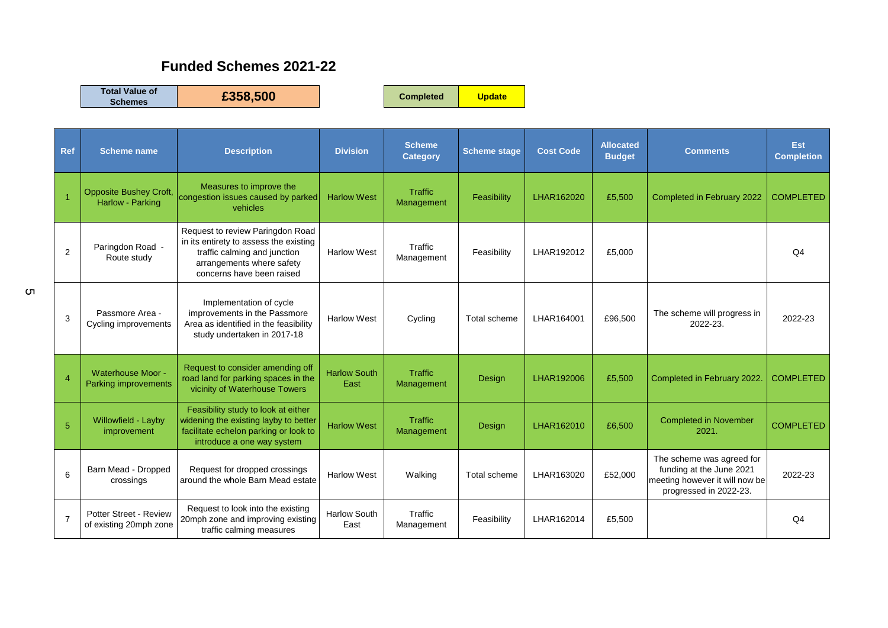# Funded Schemes 2021-22

| Total Value of Schemes | £358,500 |
|---|---|

| Completed | Update |
|---|---|

| Ref | Scheme name | Description | Division | Scheme Category | Scheme stage | Cost Code | Allocated Budget | Comments | Est Completion |
|---|---|---|---|---|---|---|---|---|---|
| 1 | Opposite Bushey Croft, Harlow - Parking | Measures to improve the congestion issues caused by parked vehicles | Harlow West | Traffic Management | Feasibility | LHAR162020 | £5,500 | Completed in February 2022 | COMPLETED |
| 2 | Paringdon Road - Route study | Request to review Paringdon Road in its entirety to assess the existing traffic calming and junction arrangements where safety concerns have been raised | Harlow West | Traffic Management | Feasibility | LHAR192012 | £5,000 | | Q4 |
| 3 | Passmore Area - Cycling improvements | Implementation of cycle improvements in the Passmore Area as identified in the feasibility study undertaken in 2017-18 | Harlow West | Cycling | Total scheme | LHAR164001 | £96,500 | The scheme will progress in 2022-23. | 2022-23 |
| 4 | Waterhouse Moor - Parking improvements | Request to consider amending off road land for parking spaces in the vicinity of Waterhouse Towers | Harlow South East | Traffic Management | Design | LHAR192006 | £5,500 | Completed in February 2022. | COMPLETED |
| 5 | Willowfield - Layby improvement | Feasibility study to look at either widening the existing layby to better facilitate echelon parking or look to introduce a one way system | Harlow West | Traffic Management | Design | LHAR162010 | £6,500 | Completed in November 2021. | COMPLETED |
| 6 | Barn Mead - Dropped crossings | Request for dropped crossings around the whole Barn Mead estate | Harlow West | Walking | Total scheme | LHAR163020 | £52,000 | The scheme was agreed for funding at the June 2021 meeting however it will now be progressed in 2022-23. | 2022-23 |
| 7 | Potter Street - Review of existing 20mph zone | Request to look into the existing 20mph zone and improving existing traffic calming measures | Harlow South East | Traffic Management | Feasibility | LHAR162014 | £5,500 | | Q4 |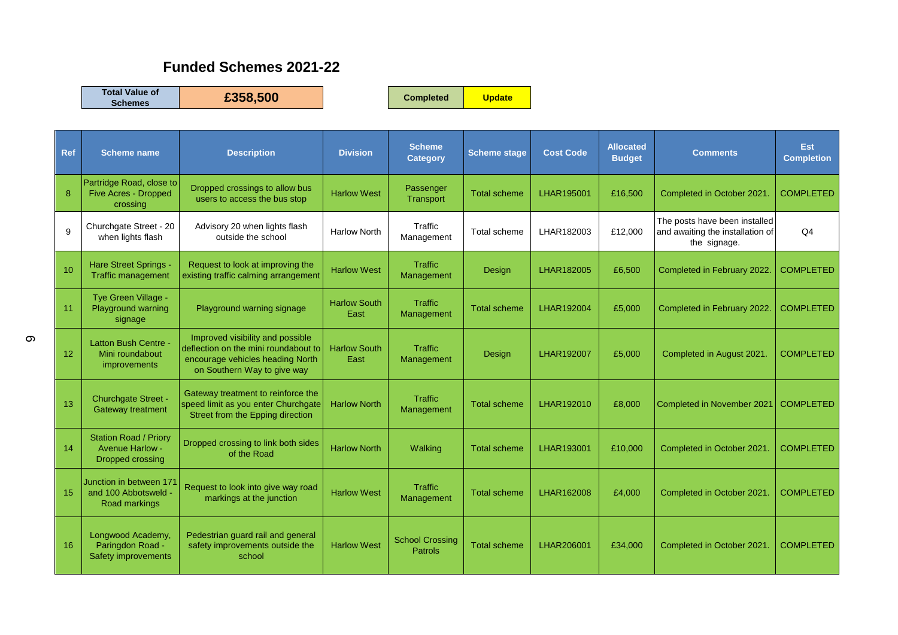## Funded Schemes 2021-22

| Total Value of Schemes | £358,500 |
|---|---|

| Completed | Update |
|---|---|

| Ref | Scheme name | Description | Division | Scheme Category | Scheme stage | Cost Code | Allocated Budget | Comments | Est Completion |
|---|---|---|---|---|---|---|---|---|---|
| 8 | Partridge Road, close to Five Acres - Dropped crossing | Dropped crossings to allow bus users to access the bus stop | Harlow West | Passenger Transport | Total scheme | LHAR195001 | £16,500 | Completed in October 2021. | COMPLETED |
| 9 | Churchgate Street - 20 when lights flash | Advisory 20 when lights flash outside the school | Harlow North | Traffic Management | Total scheme | LHAR182003 | £12,000 | The posts have been installed and awaiting the installation of the signage. | Q4 |
| 10 | Hare Street Springs - Traffic management | Request to look at improving the existing traffic calming arrangement | Harlow West | Traffic Management | Design | LHAR182005 | £6,500 | Completed in February 2022. | COMPLETED |
| 11 | Tye Green Village - Playground warning signage | Playground warning signage | Harlow South East | Traffic Management | Total scheme | LHAR192004 | £5,000 | Completed in February 2022. | COMPLETED |
| 12 | Latton Bush Centre - Mini roundabout improvements | Improved visibility and possible deflection on the mini roundabout to encourage vehicles heading North on Southern Way to give way | Harlow South East | Traffic Management | Design | LHAR192007 | £5,000 | Completed in August 2021. | COMPLETED |
| 13 | Churchgate Street - Gateway treatment | Gateway treatment to reinforce the speed limit as you enter Churchgate Street from the Epping direction | Harlow North | Traffic Management | Total scheme | LHAR192010 | £8,000 | Completed in November 2021 | COMPLETED |
| 14 | Station Road / Priory Avenue Harlow - Dropped crossing | Dropped crossing to link both sides of the Road | Harlow North | Walking | Total scheme | LHAR193001 | £10,000 | Completed in October 2021. | COMPLETED |
| 15 | Junction in between 171 and 100 Abbotsweld - Road markings | Request to look into give way road markings at the junction | Harlow West | Traffic Management | Total scheme | LHAR162008 | £4,000 | Completed in October 2021. | COMPLETED |
| 16 | Longwood Academy, Paringdon Road - Safety improvements | Pedestrian guard rail and general safety improvements outside the school | Harlow West | School Crossing Patrols | Total scheme | LHAR206001 | £34,000 | Completed in October 2021. | COMPLETED |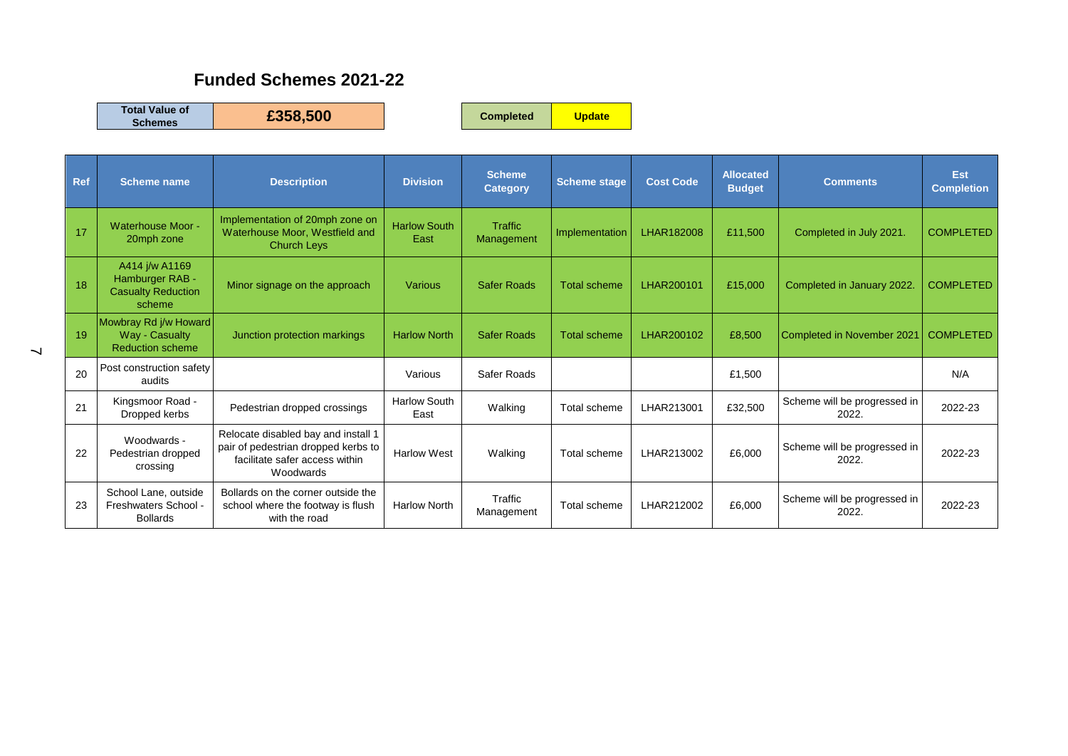## Funded Schemes 2021-22

| Total Value of Schemes | £358,500 |
|---|---|

| Completed | Update |
|---|---|

| Ref | Scheme name | Description | Division | Scheme Category | Scheme stage | Cost Code | Allocated Budget | Comments | Est Completion |
|---|---|---|---|---|---|---|---|---|---|
| 17 | Waterhouse Moor - 20mph zone | Implementation of 20mph zone on Waterhouse Moor, Westfield and Church Leys | Harlow South East | Traffic Management | Implementation | LHAR182008 | £11,500 | Completed in July 2021. | COMPLETED |
| 18 | A414 j/w A1169 Hamburger RAB - Casualty Reduction scheme | Minor signage on the approach | Various | Safer Roads | Total scheme | LHAR200101 | £15,000 | Completed in January 2022. | COMPLETED |
| 19 | Mowbray Rd j/w Howard Way - Casualty Reduction scheme | Junction protection markings | Harlow North | Safer Roads | Total scheme | LHAR200102 | £8,500 | Completed in November 2021 | COMPLETED |
| 20 | Post construction safety audits | | Various | Safer Roads | | | £1,500 | | N/A |
| 21 | Kingsmoor Road - Dropped kerbs | Pedestrian dropped crossings | Harlow South East | Walking | Total scheme | LHAR213001 | £32,500 | Scheme will be progressed in 2022. | 2022-23 |
| 22 | Woodwards - Pedestrian dropped crossing | Relocate disabled bay and install 1 pair of pedestrian dropped kerbs to facilitate safer access within Woodwards | Harlow West | Walking | Total scheme | LHAR213002 | £6,000 | Scheme will be progressed in 2022. | 2022-23 |
| 23 | School Lane, outside Freshwaters School - Bollards | Bollards on the corner outside the school where the footway is flush with the road | Harlow North | Traffic Management | Total scheme | LHAR212002 | £6,000 | Scheme will be progressed in 2022. | 2022-23 |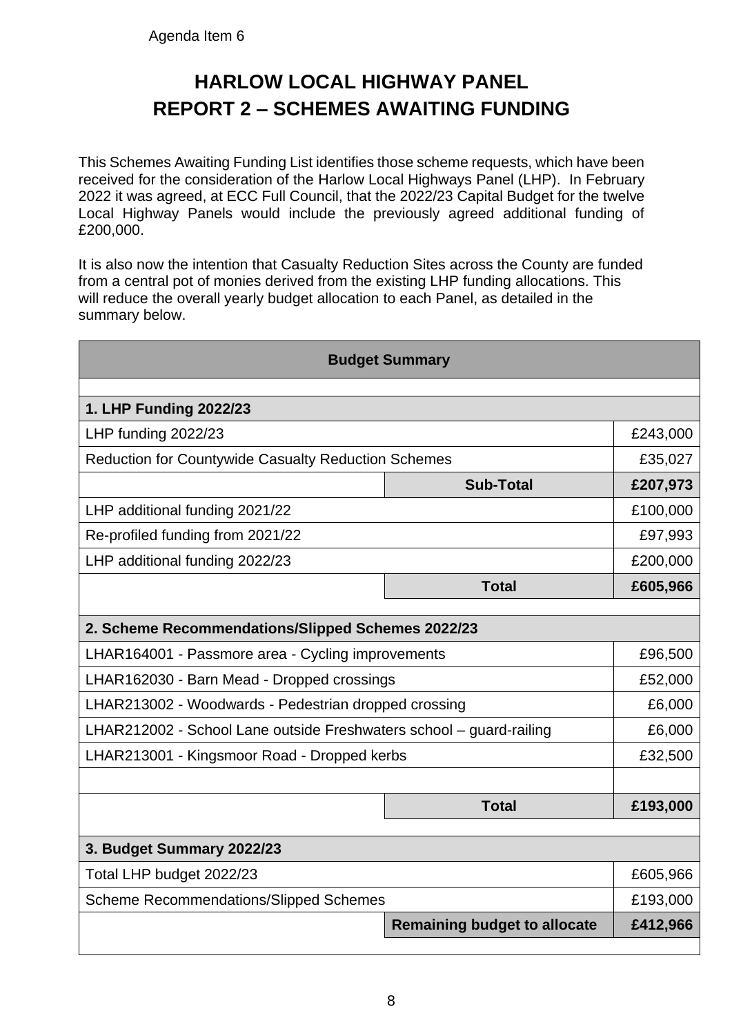Agenda Item 6

# HARLOW LOCAL HIGHWAY PANEL
# REPORT 2 – SCHEMES AWAITING FUNDING

This Schemes Awaiting Funding List identifies those scheme requests, which have been received for the consideration of the Harlow Local Highways Panel (LHP). In February 2022 it was agreed, at ECC Full Council, that the 2022/23 Capital Budget for the twelve Local Highway Panels would include the previously agreed additional funding of £200,000.

It is also now the intention that Casualty Reduction Sites across the County are funded from a central pot of monies derived from the existing LHP funding allocations. This will reduce the overall yearly budget allocation to each Panel, as detailed in the summary below.

| **Budget Summary** | | |
|---|---|---|
| | | |
| **1. LHP Funding 2022/23** | | |
| LHP funding 2022/23 | | £243,000 |
| Reduction for Countywide Casualty Reduction Schemes | | £35,027 |
| | **Sub-Total** | **£207,973** |
| LHP additional funding 2021/22 | | £100,000 |
| Re-profiled funding from 2021/22 | | £97,993 |
| LHP additional funding 2022/23 | | £200,000 |
| | **Total** | **£605,966** |
| | | |
| **2. Scheme Recommendations/Slipped Schemes 2022/23** | | |
| LHAR164001 - Passmore area - Cycling improvements | | £96,500 |
| LHAR162030 - Barn Mead - Dropped crossings | | £52,000 |
| LHAR213002 - Woodwards - Pedestrian dropped crossing | | £6,000 |
| LHAR212002 - School Lane outside Freshwaters school – guard-railing | | £6,000 |
| LHAR213001 - Kingsmoor Road - Dropped kerbs | | £32,500 |
| | | |
| | **Total** | **£193,000** |
| | | |
| **3. Budget Summary 2022/23** | | |
| Total LHP budget 2022/23 | | £605,966 |
| Scheme Recommendations/Slipped Schemes | | £193,000 |
| | **Remaining budget to allocate** | **£412,966** |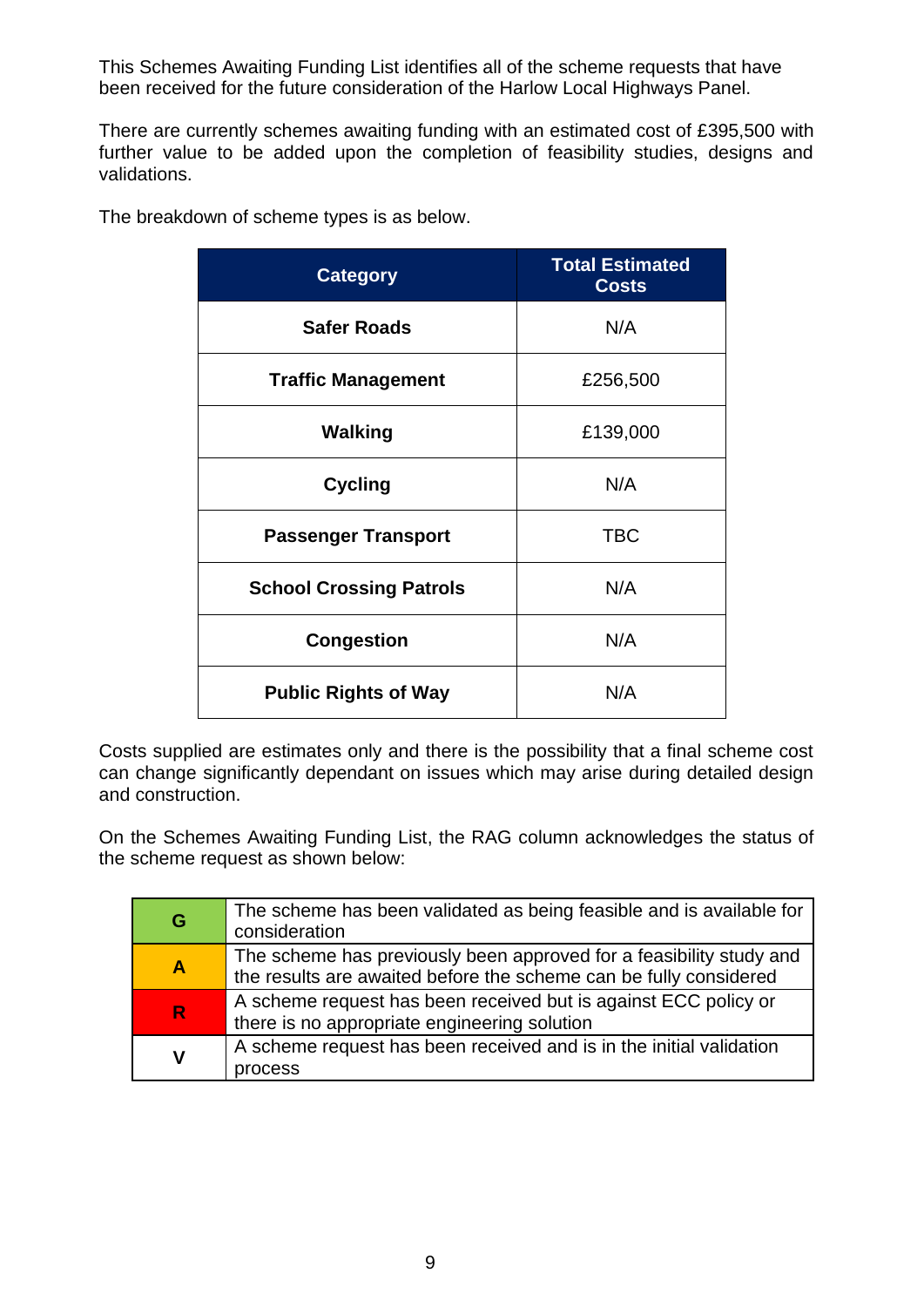This Schemes Awaiting Funding List identifies all of the scheme requests that have been received for the future consideration of the Harlow Local Highways Panel.

There are currently schemes awaiting funding with an estimated cost of £395,500 with further value to be added upon the completion of feasibility studies, designs and validations.

The breakdown of scheme types is as below.

| Category | Total Estimated Costs |
|---|---|
| **Safer Roads** | N/A |
| **Traffic Management** | £256,500 |
| **Walking** | £139,000 |
| **Cycling** | N/A |
| **Passenger Transport** | TBC |
| **School Crossing Patrols** | N/A |
| **Congestion** | N/A |
| **Public Rights of Way** | N/A |

Costs supplied are estimates only and there is the possibility that a final scheme cost can change significantly dependant on issues which may arise during detailed design and construction.

On the Schemes Awaiting Funding List, the RAG column acknowledges the status of the scheme request as shown below:

| | |
|---|---|
| **G** | The scheme has been validated as being feasible and is available for consideration |
| **A** | The scheme has previously been approved for a feasibility study and the results are awaited before the scheme can be fully considered |
| **R** | A scheme request has been received but is against ECC policy or there is no appropriate engineering solution |
| **V** | A scheme request has been received and is in the initial validation process |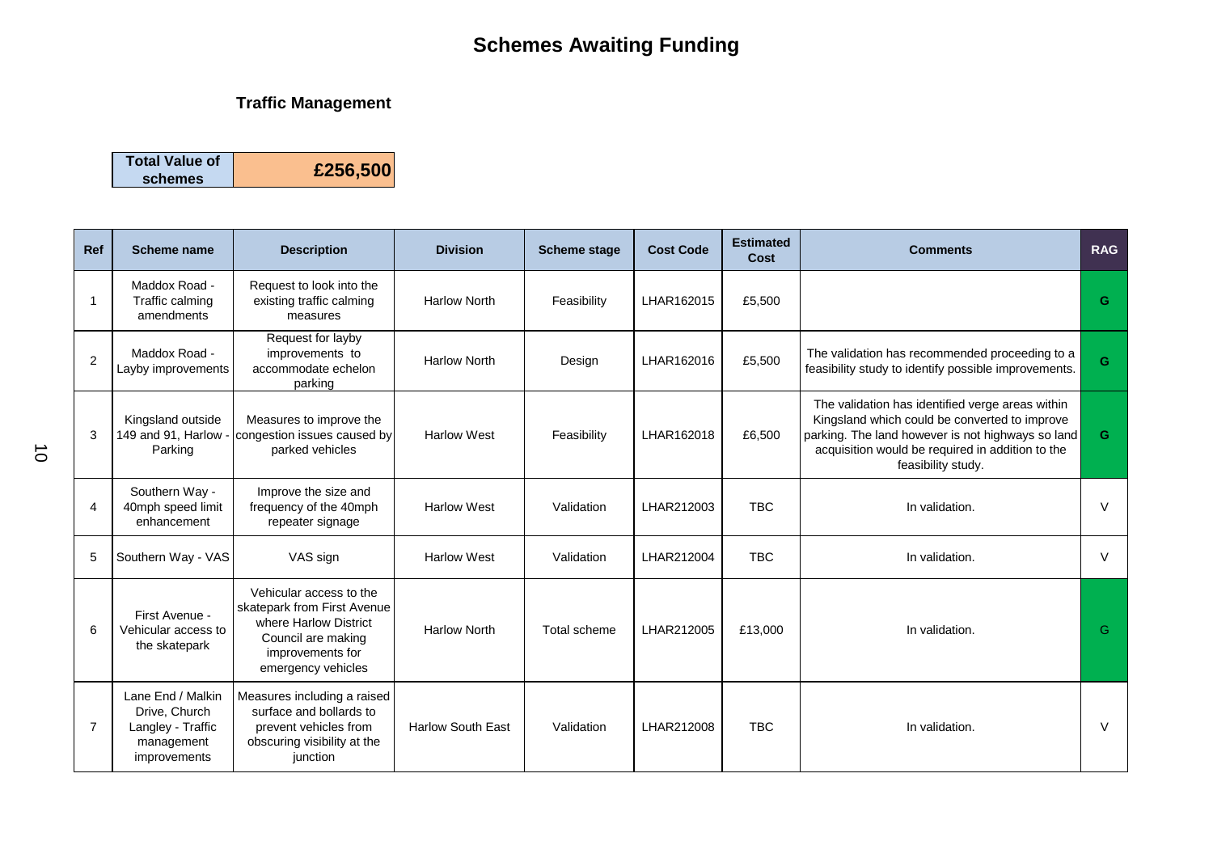# Schemes Awaiting Funding

### Traffic Management

| Total Value of schemes | £256,500 |
|---|---|

| Ref | Scheme name | Description | Division | Scheme stage | Cost Code | Estimated Cost | Comments | RAG |
|---|---|---|---|---|---|---|---|---|
| 1 | Maddox Road - Traffic calming amendments | Request to look into the existing traffic calming measures | Harlow North | Feasibility | LHAR162015 | £5,500 | | G |
| 2 | Maddox Road - Layby improvements | Request for layby improvements to accommodate echelon parking | Harlow North | Design | LHAR162016 | £5,500 | The validation has recommended proceeding to a feasibility study to identify possible improvements. | G |
| 3 | Kingsland outside 149 and 91, Harlow - Parking | Measures to improve the congestion issues caused by parked vehicles | Harlow West | Feasibility | LHAR162018 | £6,500 | The validation has identified verge areas within Kingsland which could be converted to improve parking. The land however is not highways so land acquisition would be required in addition to the feasibility study. | G |
| 4 | Southern Way - 40mph speed limit enhancement | Improve the size and frequency of the 40mph repeater signage | Harlow West | Validation | LHAR212003 | TBC | In validation. | V |
| 5 | Southern Way - VAS | VAS sign | Harlow West | Validation | LHAR212004 | TBC | In validation. | V |
| 6 | First Avenue - Vehicular access to the skatepark | Vehicular access to the skatepark from First Avenue where Harlow District Council are making improvements for emergency vehicles | Harlow North | Total scheme | LHAR212005 | £13,000 | In validation. | G |
| 7 | Lane End / Malkin Drive, Church Langley - Traffic management improvements | Measures including a raised surface and bollards to prevent vehicles from obscuring visibility at the junction | Harlow South East | Validation | LHAR212008 | TBC | In validation. | V |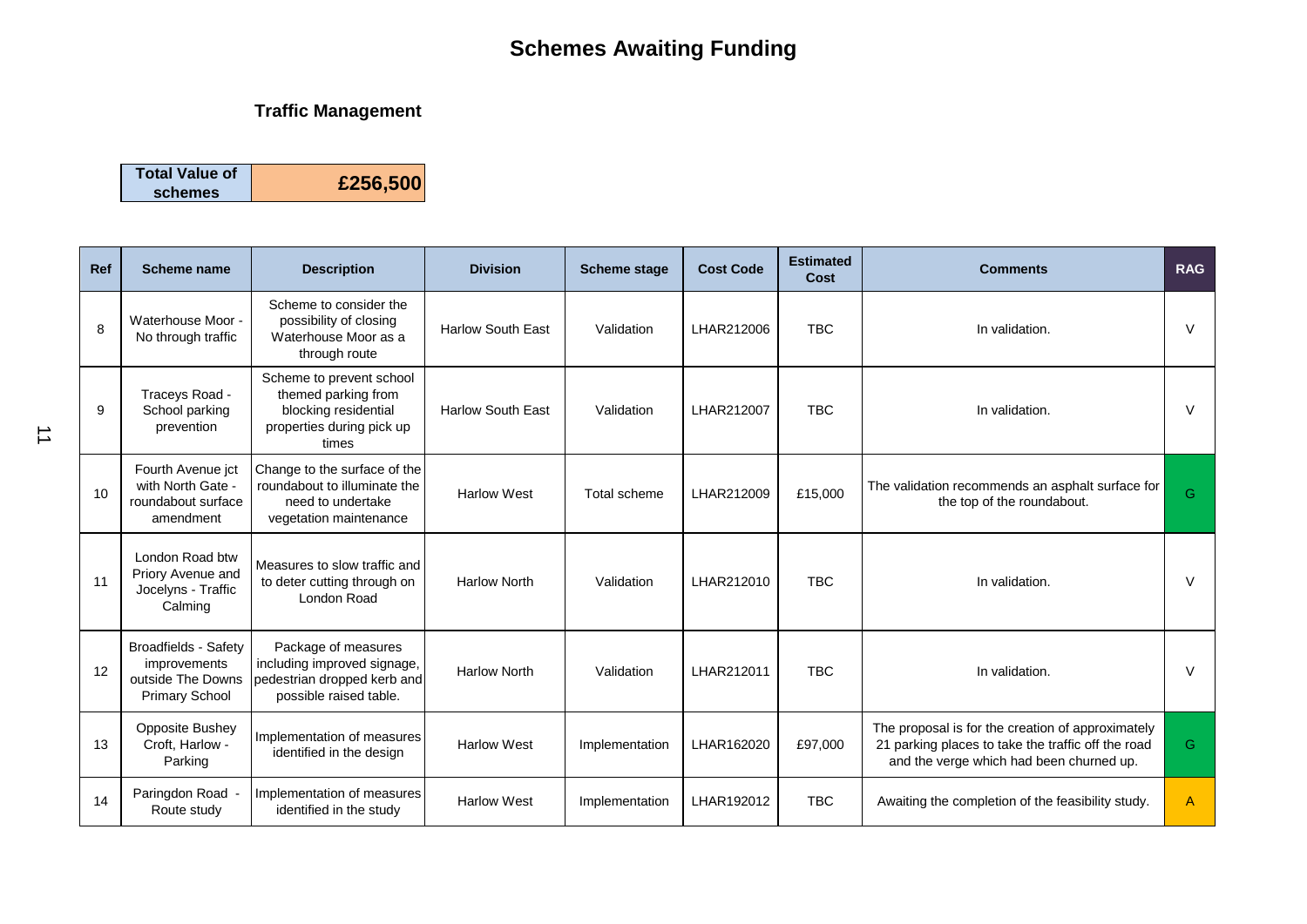# Schemes Awaiting Funding

## Traffic Management

| Total Value of schemes | £256,500 |
|---|---|

| Ref | Scheme name | Description | Division | Scheme stage | Cost Code | Estimated Cost | Comments | RAG |
|---|---|---|---|---|---|---|---|---|
| 8 | Waterhouse Moor - No through traffic | Scheme to consider the possibility of closing Waterhouse Moor as a through route | Harlow South East | Validation | LHAR212006 | TBC | In validation. | V |
| 9 | Traceys Road - School parking prevention | Scheme to prevent school themed parking from blocking residential properties during pick up times | Harlow South East | Validation | LHAR212007 | TBC | In validation. | V |
| 10 | Fourth Avenue jct with North Gate - roundabout surface amendment | Change to the surface of the roundabout to illuminate the need to undertake vegetation maintenance | Harlow West | Total scheme | LHAR212009 | £15,000 | The validation recommends an asphalt surface for the top of the roundabout. | G |
| 11 | London Road btw Priory Avenue and Jocelyns - Traffic Calming | Measures to slow traffic and to deter cutting through on London Road | Harlow North | Validation | LHAR212010 | TBC | In validation. | V |
| 12 | Broadfields - Safety improvements outside The Downs Primary School | Package of measures including improved signage, pedestrian dropped kerb and possible raised table. | Harlow North | Validation | LHAR212011 | TBC | In validation. | V |
| 13 | Opposite Bushey Croft, Harlow - Parking | Implementation of measures identified in the design | Harlow West | Implementation | LHAR162020 | £97,000 | The proposal is for the creation of approximately 21 parking places to take the traffic off the road and the verge which had been churned up. | G |
| 14 | Paringdon Road - Route study | Implementation of measures identified in the study | Harlow West | Implementation | LHAR192012 | TBC | Awaiting the completion of the feasibility study. | A |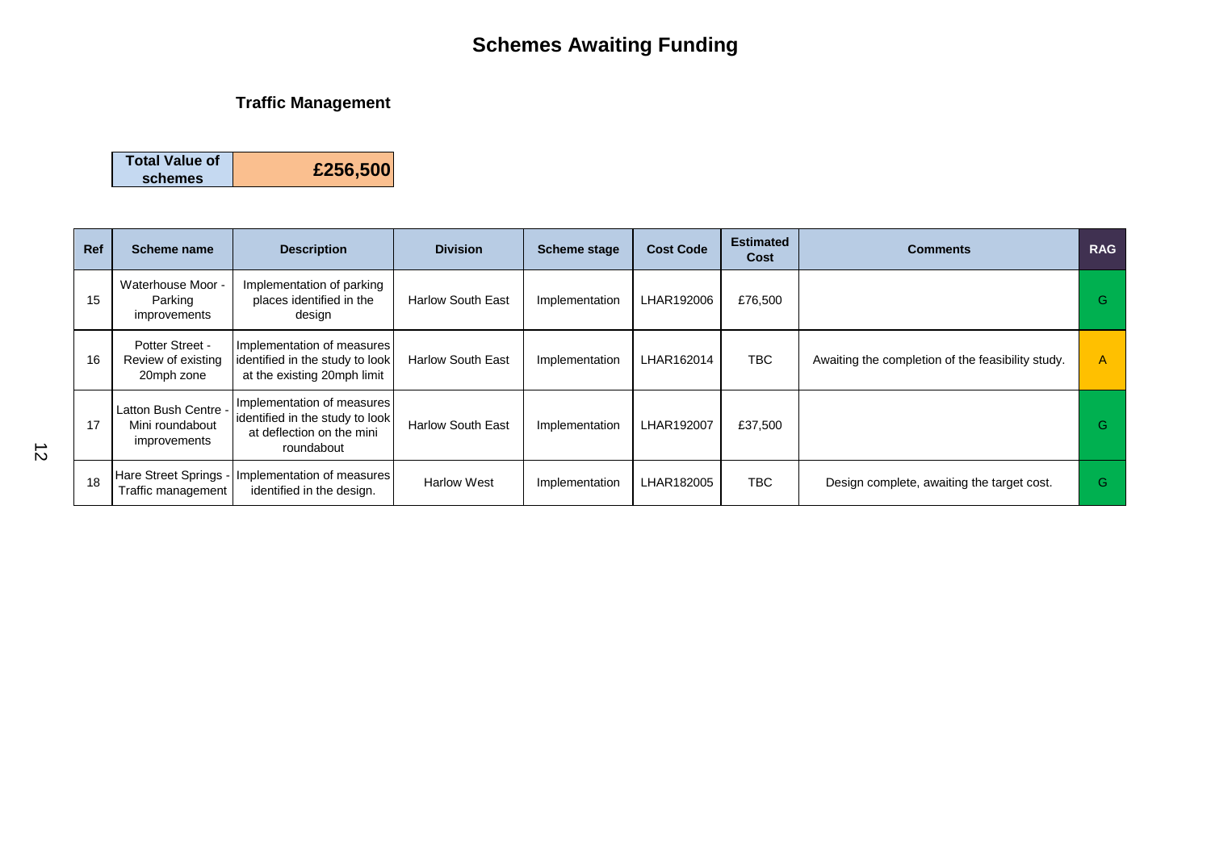# Schemes Awaiting Funding

## Traffic Management

| Total Value of schemes | £256,500 |
|---|---|

| Ref | Scheme name | Description | Division | Scheme stage | Cost Code | Estimated Cost | Comments | RAG |
|---|---|---|---|---|---|---|---|---|
| 15 | Waterhouse Moor - Parking improvements | Implementation of parking places identified in the design | Harlow South East | Implementation | LHAR192006 | £76,500 | | G |
| 16 | Potter Street - Review of existing 20mph zone | Implementation of measures identified in the study to look at the existing 20mph limit | Harlow South East | Implementation | LHAR162014 | TBC | Awaiting the completion of the feasibility study. | A |
| 17 | Latton Bush Centre - Mini roundabout improvements | Implementation of measures identified in the study to look at deflection on the mini roundabout | Harlow South East | Implementation | LHAR192007 | £37,500 | | G |
| 18 | Hare Street Springs - Traffic management | Implementation of measures identified in the design. | Harlow West | Implementation | LHAR182005 | TBC | Design complete, awaiting the target cost. | G |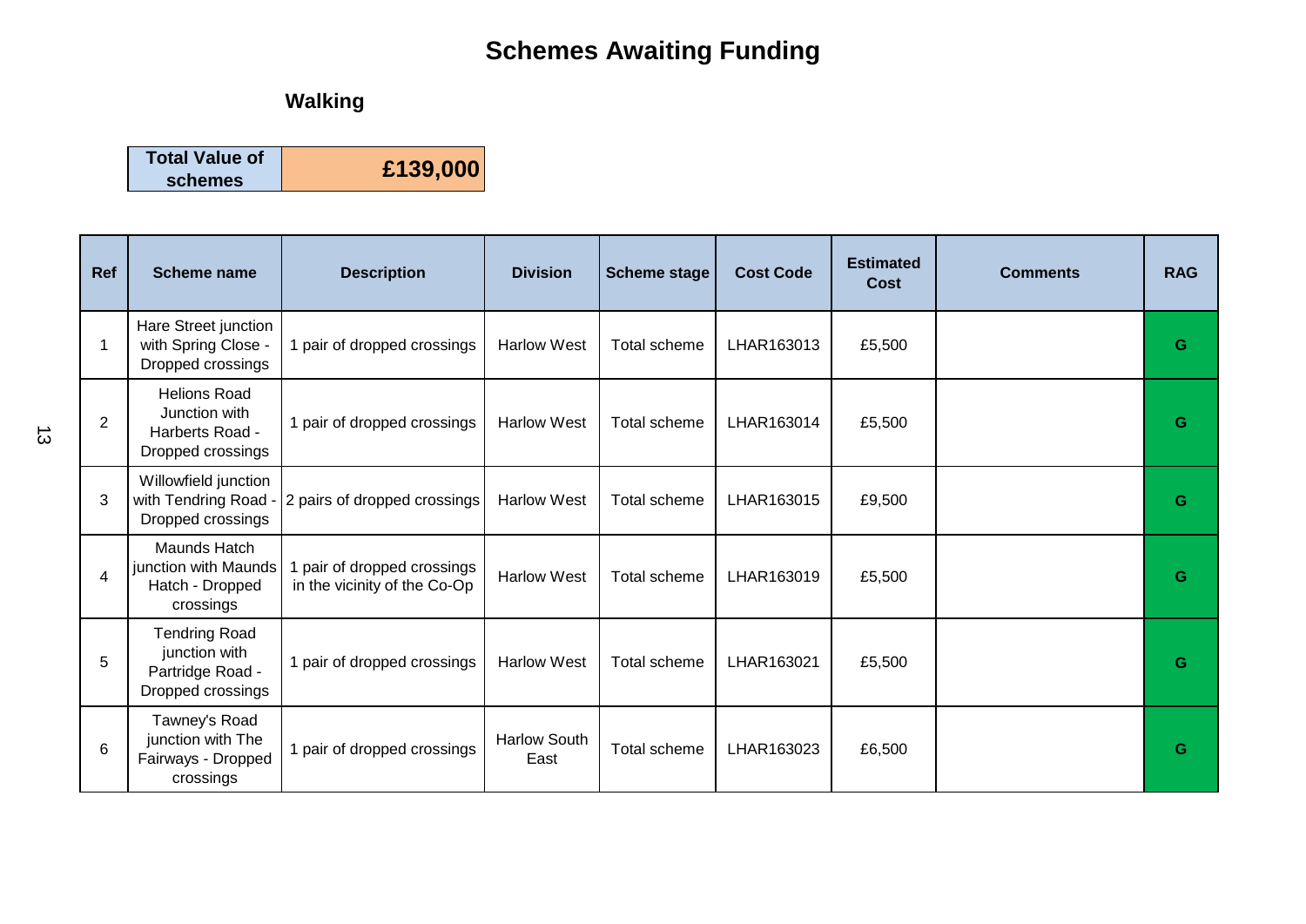# Schemes Awaiting Funding

## Walking

| Total Value of schemes | £139,000 |
|---|---|

| Ref | Scheme name | Description | Division | Scheme stage | Cost Code | Estimated Cost | Comments | RAG |
|---|---|---|---|---|---|---|---|---|
| 1 | Hare Street junction with Spring Close - Dropped crossings | 1 pair of dropped crossings | Harlow West | Total scheme | LHAR163013 | £5,500 | | G |
| 2 | Helions Road Junction with Harberts Road - Dropped crossings | 1 pair of dropped crossings | Harlow West | Total scheme | LHAR163014 | £5,500 | | G |
| 3 | Willowfield junction with Tendring Road - Dropped crossings | 2 pairs of dropped crossings | Harlow West | Total scheme | LHAR163015 | £9,500 | | G |
| 4 | Maunds Hatch junction with Maunds Hatch - Dropped crossings | 1 pair of dropped crossings in the vicinity of the Co-Op | Harlow West | Total scheme | LHAR163019 | £5,500 | | G |
| 5 | Tendring Road junction with Partridge Road - Dropped crossings | 1 pair of dropped crossings | Harlow West | Total scheme | LHAR163021 | £5,500 | | G |
| 6 | Tawney's Road junction with The Fairways - Dropped crossings | 1 pair of dropped crossings | Harlow South East | Total scheme | LHAR163023 | £6,500 | | G |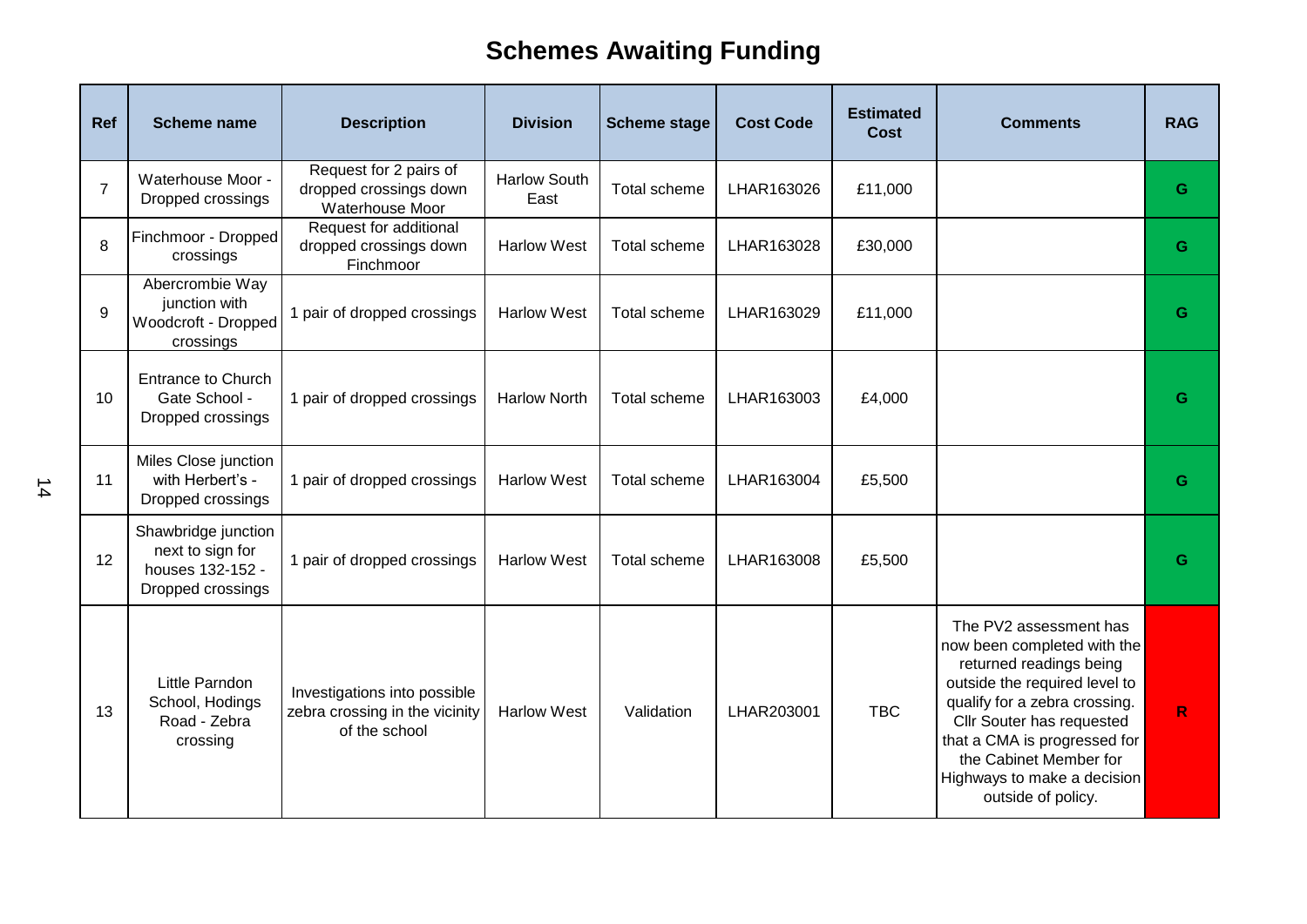# Schemes Awaiting Funding

| Ref | Scheme name | Description | Division | Scheme stage | Cost Code | Estimated Cost | Comments | RAG |
|---|---|---|---|---|---|---|---|---|
| 7 | Waterhouse Moor - Dropped crossings | Request for 2 pairs of dropped crossings down Waterhouse Moor | Harlow South East | Total scheme | LHAR163026 | £11,000 | | G |
| 8 | Finchmoor - Dropped crossings | Request for additional dropped crossings down Finchmoor | Harlow West | Total scheme | LHAR163028 | £30,000 | | G |
| 9 | Abercrombie Way junction with Woodcroft - Dropped crossings | 1 pair of dropped crossings | Harlow West | Total scheme | LHAR163029 | £11,000 | | G |
| 10 | Entrance to Church Gate School - Dropped crossings | 1 pair of dropped crossings | Harlow North | Total scheme | LHAR163003 | £4,000 | | G |
| 11 | Miles Close junction with Herbert's - Dropped crossings | 1 pair of dropped crossings | Harlow West | Total scheme | LHAR163004 | £5,500 | | G |
| 12 | Shawbridge junction next to sign for houses 132-152 - Dropped crossings | 1 pair of dropped crossings | Harlow West | Total scheme | LHAR163008 | £5,500 | | G |
| 13 | Little Parndon School, Hodings Road - Zebra crossing | Investigations into possible zebra crossing in the vicinity of the school | Harlow West | Validation | LHAR203001 | TBC | The PV2 assessment has now been completed with the returned readings being outside the required level to qualify for a zebra crossing. Cllr Souter has requested that a CMA is progressed for the Cabinet Member for Highways to make a decision outside of policy. | R |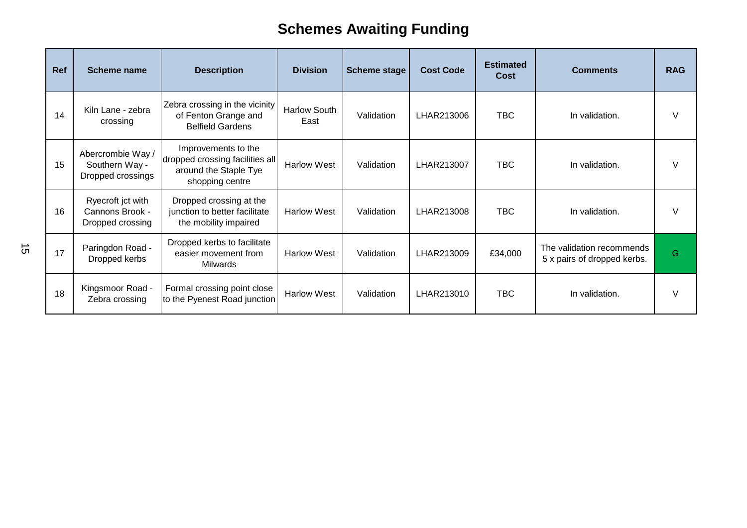# Schemes Awaiting Funding

| Ref | Scheme name | Description | Division | Scheme stage | Cost Code | Estimated Cost | Comments | RAG |
|---|---|---|---|---|---|---|---|---|
| 14 | Kiln Lane - zebra crossing | Zebra crossing in the vicinity of Fenton Grange and Belfield Gardens | Harlow South East | Validation | LHAR213006 | TBC | In validation. | V |
| 15 | Abercrombie Way / Southern Way - Dropped crossings | Improvements to the dropped crossing facilities all around the Staple Tye shopping centre | Harlow West | Validation | LHAR213007 | TBC | In validation. | V |
| 16 | Ryecroft jct with Cannons Brook - Dropped crossing | Dropped crossing at the junction to better facilitate the mobility impaired | Harlow West | Validation | LHAR213008 | TBC | In validation. | V |
| 17 | Paringdon Road - Dropped kerbs | Dropped kerbs to facilitate easier movement from Milwards | Harlow West | Validation | LHAR213009 | £34,000 | The validation recommends 5 x pairs of dropped kerbs. | G |
| 18 | Kingsmoor Road - Zebra crossing | Formal crossing point close to the Pyenest Road junction | Harlow West | Validation | LHAR213010 | TBC | In validation. | V |